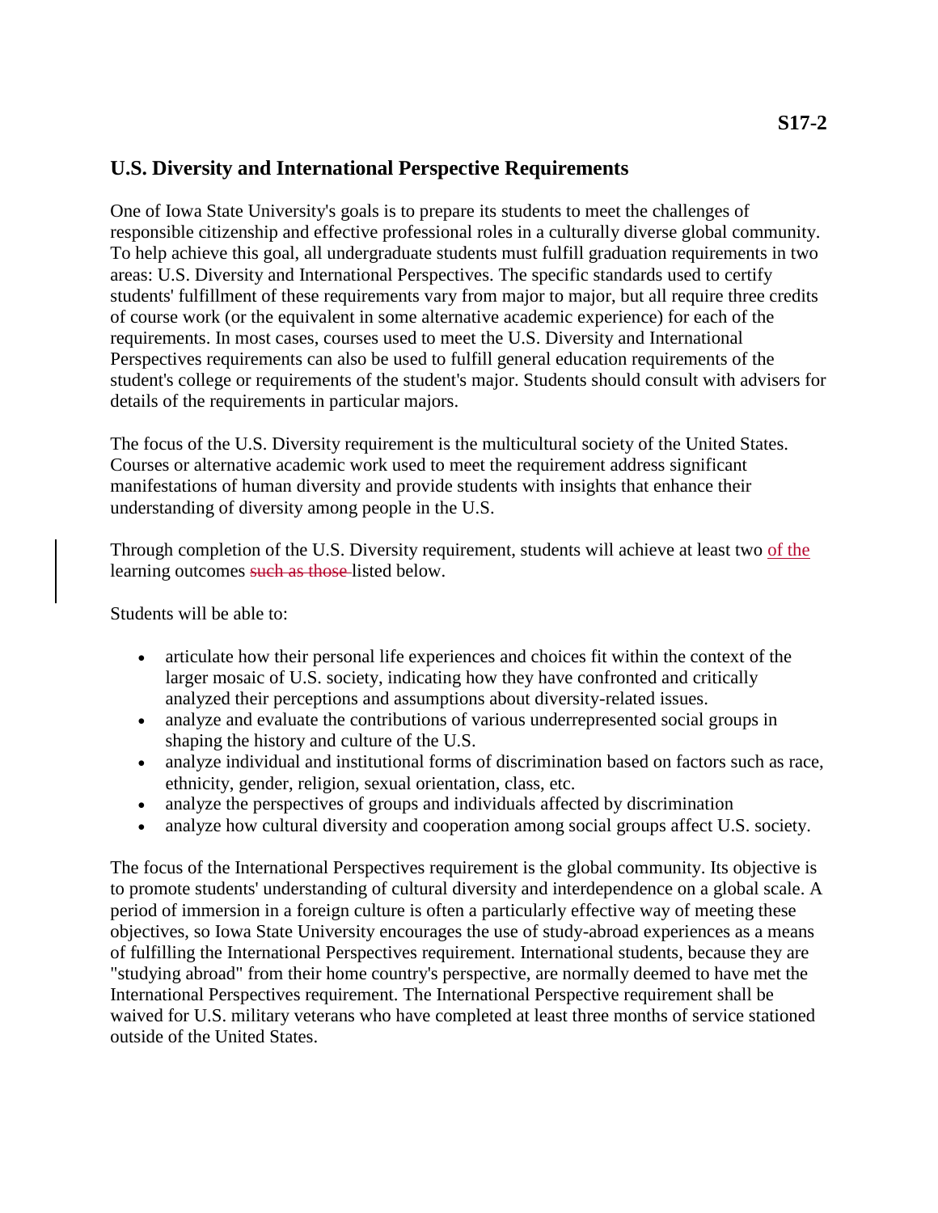**S17-2**

## U.S. Diversity and International Perspective Requirements

One of Iowa State University's goals is to prepare its students to meet the challenges of responsible citizenship and effective professional roles in a culturally diverse global community. To help achieve this goal, all undergraduate students must fulfill graduation requirements in two areas: U.S. Diversity and International Perspectives. The specific standards used to certify students' fulfillment of these requirements vary from major to major, but all require three credits of course work (or the equivalent in some alternative academic experience) for each of the requirements. In most cases, courses used to meet the U.S. Diversity and International Perspectives requirements can also be used to fulfill general education requirements of the student's college or requirements of the student's major. Students should consult with advisers for details of the requirements in particular majors.

The focus of the U.S. Diversity requirement is the multicultural society of the United States. Courses or alternative academic work used to meet the requirement address significant manifestations of human diversity and provide students with insights that enhance their understanding of diversity among people in the U.S.

Through completion of the U.S. Diversity requirement, students will achieve at least two <u>of the</u> learning outcomes ~~such as those~~ listed below.

Students will be able to:

- articulate how their personal life experiences and choices fit within the context of the larger mosaic of U.S. society, indicating how they have confronted and critically analyzed their perceptions and assumptions about diversity-related issues.
- analyze and evaluate the contributions of various underrepresented social groups in shaping the history and culture of the U.S.
- analyze individual and institutional forms of discrimination based on factors such as race, ethnicity, gender, religion, sexual orientation, class, etc.
- analyze the perspectives of groups and individuals affected by discrimination
- analyze how cultural diversity and cooperation among social groups affect U.S. society.

The focus of the International Perspectives requirement is the global community. Its objective is to promote students' understanding of cultural diversity and interdependence on a global scale. A period of immersion in a foreign culture is often a particularly effective way of meeting these objectives, so Iowa State University encourages the use of study-abroad experiences as a means of fulfilling the International Perspectives requirement. International students, because they are "studying abroad" from their home country's perspective, are normally deemed to have met the International Perspectives requirement. The International Perspective requirement shall be waived for U.S. military veterans who have completed at least three months of service stationed outside of the United States.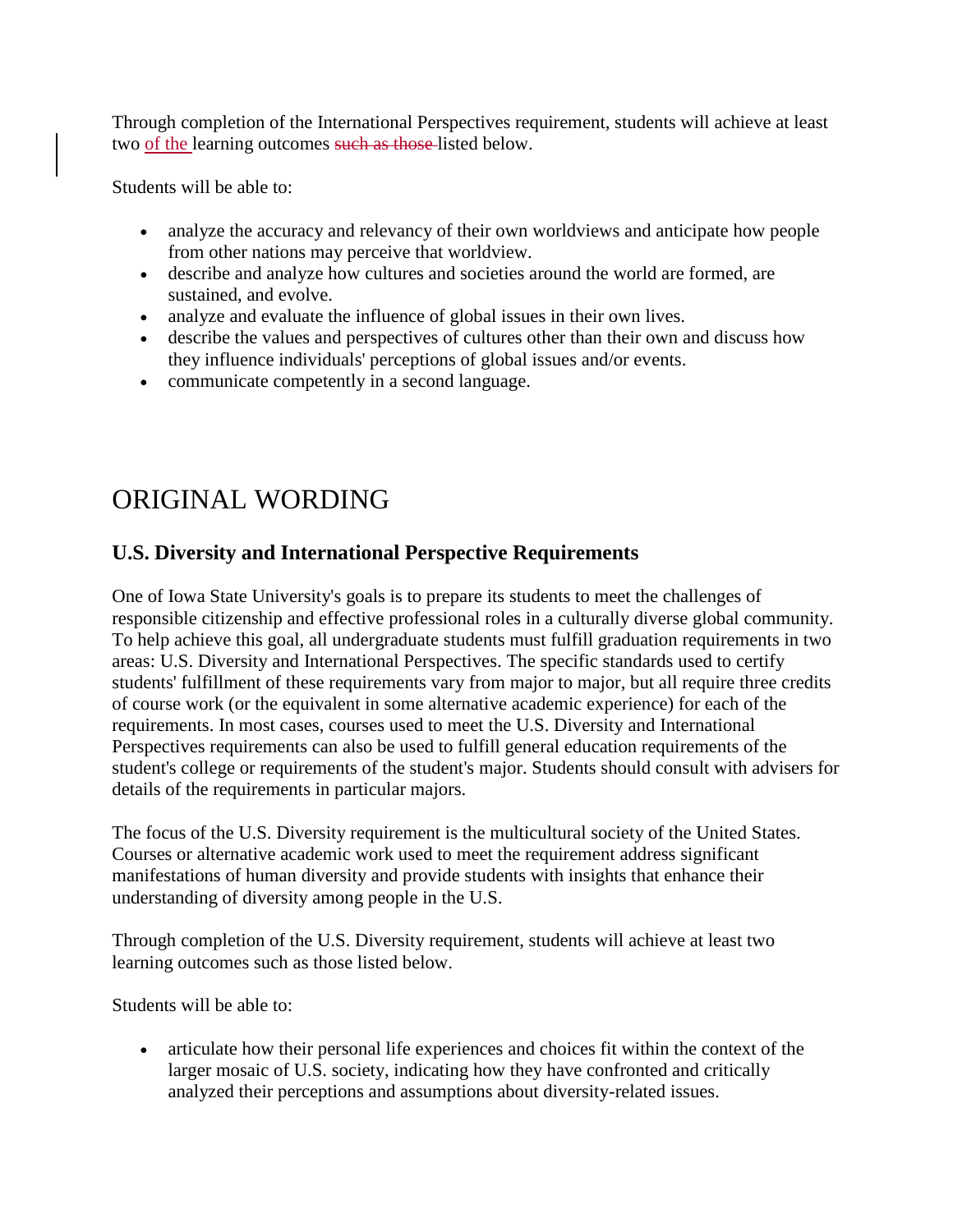Through completion of the International Perspectives requirement, students will achieve at least two of the learning outcomes ~~such as those~~ listed below.

Students will be able to:

- analyze the accuracy and relevancy of their own worldviews and anticipate how people from other nations may perceive that worldview.
- describe and analyze how cultures and societies around the world are formed, are sustained, and evolve.
- analyze and evaluate the influence of global issues in their own lives.
- describe the values and perspectives of cultures other than their own and discuss how they influence individuals' perceptions of global issues and/or events.
- communicate competently in a second language.

# ORIGINAL WORDING

### U.S. Diversity and International Perspective Requirements

One of Iowa State University's goals is to prepare its students to meet the challenges of responsible citizenship and effective professional roles in a culturally diverse global community. To help achieve this goal, all undergraduate students must fulfill graduation requirements in two areas: U.S. Diversity and International Perspectives. The specific standards used to certify students' fulfillment of these requirements vary from major to major, but all require three credits of course work (or the equivalent in some alternative academic experience) for each of the requirements. In most cases, courses used to meet the U.S. Diversity and International Perspectives requirements can also be used to fulfill general education requirements of the student's college or requirements of the student's major. Students should consult with advisers for details of the requirements in particular majors.

The focus of the U.S. Diversity requirement is the multicultural society of the United States. Courses or alternative academic work used to meet the requirement address significant manifestations of human diversity and provide students with insights that enhance their understanding of diversity among people in the U.S.

Through completion of the U.S. Diversity requirement, students will achieve at least two learning outcomes such as those listed below.

Students will be able to:

- articulate how their personal life experiences and choices fit within the context of the larger mosaic of U.S. society, indicating how they have confronted and critically analyzed their perceptions and assumptions about diversity-related issues.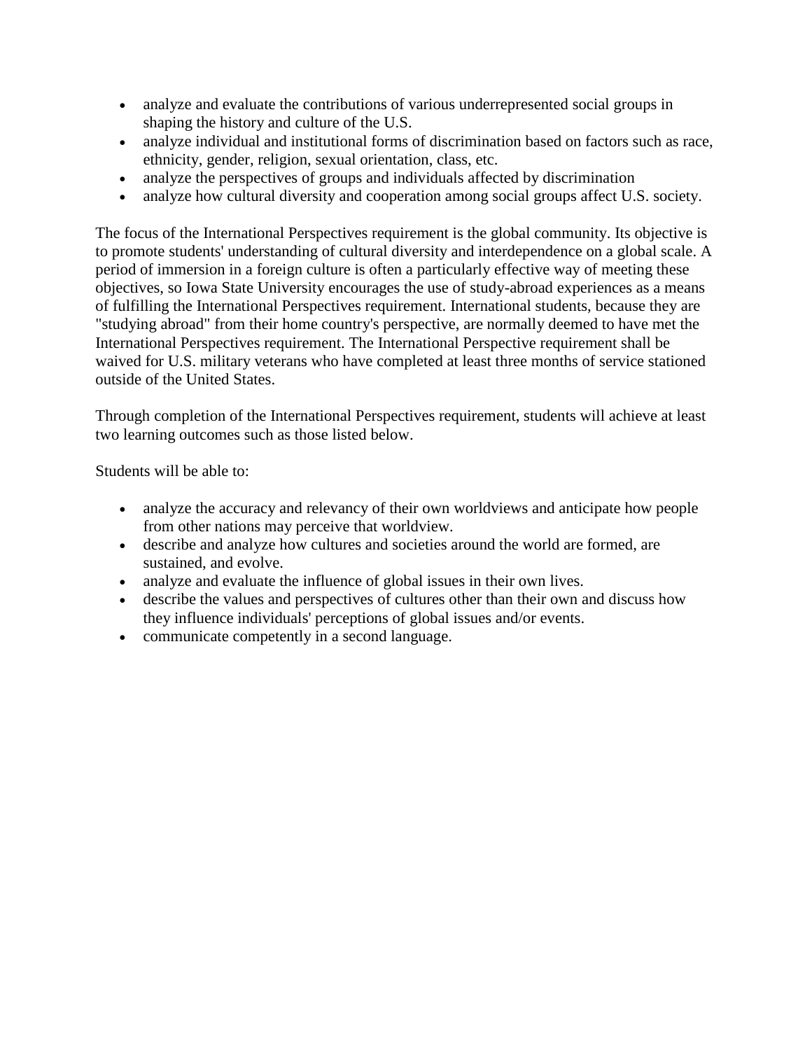- analyze and evaluate the contributions of various underrepresented social groups in shaping the history and culture of the U.S.
- analyze individual and institutional forms of discrimination based on factors such as race, ethnicity, gender, religion, sexual orientation, class, etc.
- analyze the perspectives of groups and individuals affected by discrimination
- analyze how cultural diversity and cooperation among social groups affect U.S. society.

The focus of the International Perspectives requirement is the global community. Its objective is to promote students' understanding of cultural diversity and interdependence on a global scale. A period of immersion in a foreign culture is often a particularly effective way of meeting these objectives, so Iowa State University encourages the use of study-abroad experiences as a means of fulfilling the International Perspectives requirement. International students, because they are "studying abroad" from their home country's perspective, are normally deemed to have met the International Perspectives requirement. The International Perspective requirement shall be waived for U.S. military veterans who have completed at least three months of service stationed outside of the United States.

Through completion of the International Perspectives requirement, students will achieve at least two learning outcomes such as those listed below.

Students will be able to:

- analyze the accuracy and relevancy of their own worldviews and anticipate how people from other nations may perceive that worldview.
- describe and analyze how cultures and societies around the world are formed, are sustained, and evolve.
- analyze and evaluate the influence of global issues in their own lives.
- describe the values and perspectives of cultures other than their own and discuss how they influence individuals' perceptions of global issues and/or events.
- communicate competently in a second language.